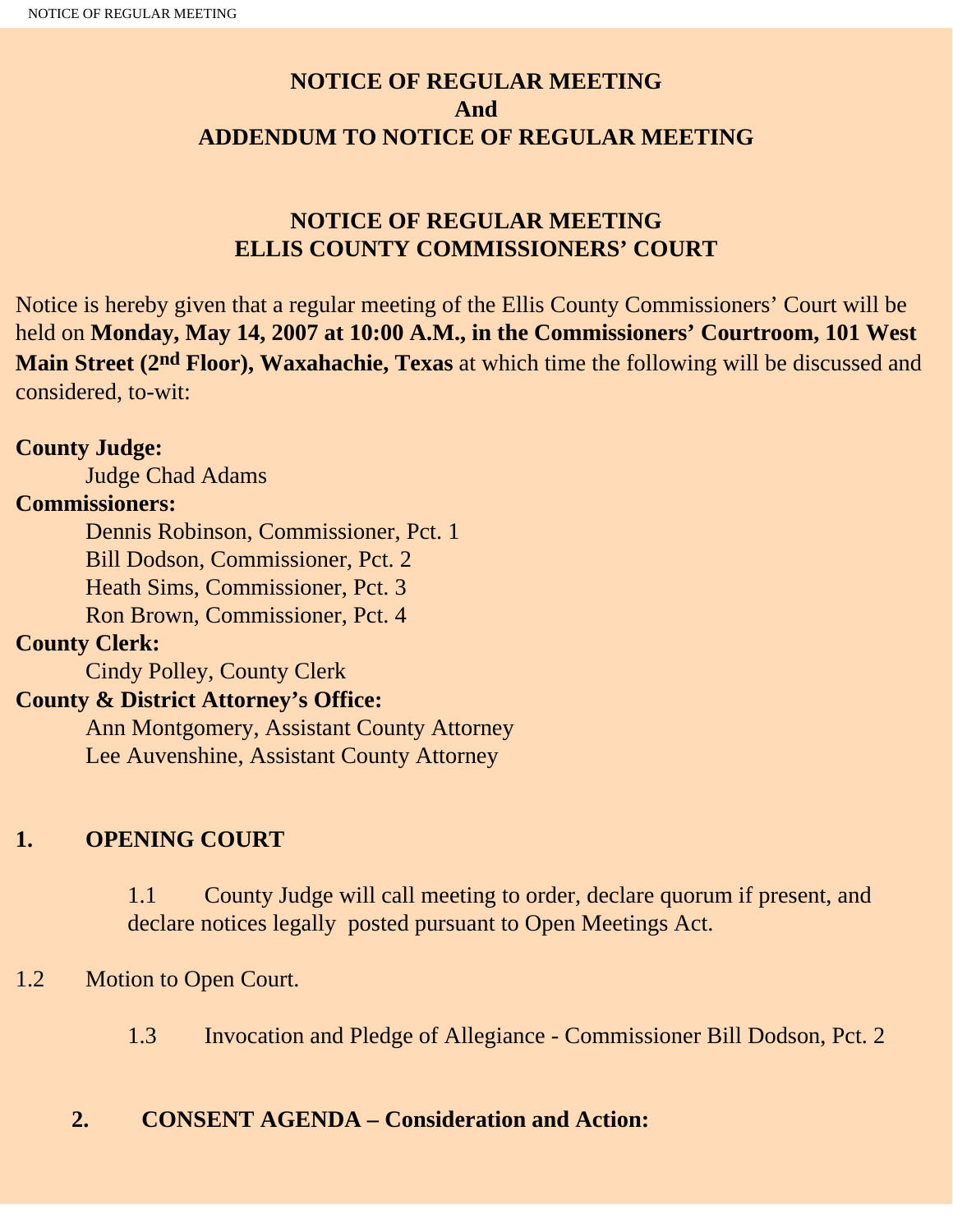# NOTICE OF REGULAR MEETING
# And
# ADDENDUM TO NOTICE OF REGULAR MEETING

## NOTICE OF REGULAR MEETING
## ELLIS COUNTY COMMISSIONERS' COURT

Notice is hereby given that a regular meeting of the Ellis County Commissioners' Court will be held on **Monday, May 14, 2007 at 10:00 A.M., in the Commissioners' Courtroom, 101 West Main Street (2nd Floor), Waxahachie, Texas** at which time the following will be discussed and considered, to-wit:

**County Judge:**

Judge Chad Adams

**Commissioners:**

Dennis Robinson, Commissioner, Pct. 1
Bill Dodson, Commissioner, Pct. 2
Heath Sims, Commissioner, Pct. 3
Ron Brown, Commissioner, Pct. 4

**County Clerk:**

Cindy Polley, County Clerk

**County & District Attorney's Office:**

Ann Montgomery, Assistant County Attorney
Lee Auvenshine, Assistant County Attorney

**1. OPENING COURT**

1.1 County Judge will call meeting to order, declare quorum if present, and declare notices legally posted pursuant to Open Meetings Act.

1.2 Motion to Open Court.

1.3 Invocation and Pledge of Allegiance - Commissioner Bill Dodson, Pct. 2

**2. CONSENT AGENDA – Consideration and Action:**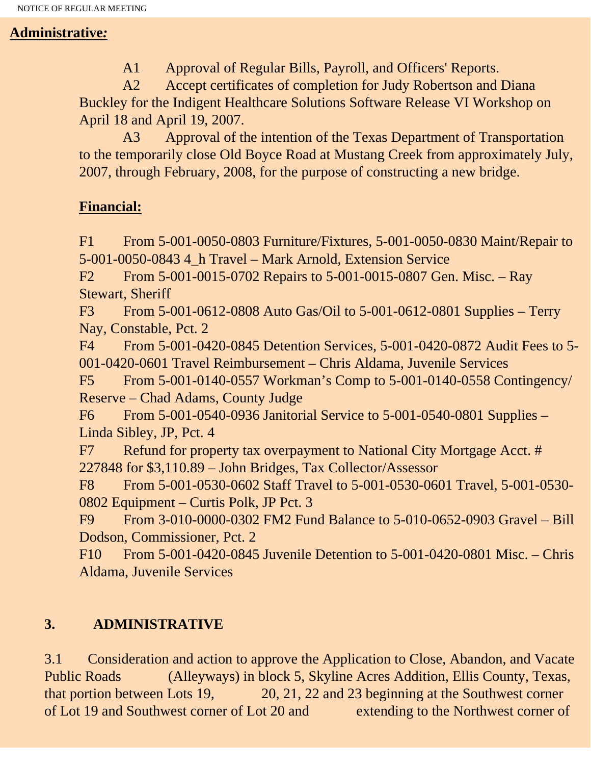**Administrative:**

A1 Approval of Regular Bills, Payroll, and Officers' Reports.

A2 Accept certificates of completion for Judy Robertson and Diana Buckley for the Indigent Healthcare Solutions Software Release VI Workshop on April 18 and April 19, 2007.

A3 Approval of the intention of the Texas Department of Transportation to the temporarily close Old Boyce Road at Mustang Creek from approximately July, 2007, through February, 2008, for the purpose of constructing a new bridge.

**Financial:**

F1 From 5-001-0050-0803 Furniture/Fixtures, 5-001-0050-0830 Maint/Repair to 5-001-0050-0843 4_h Travel – Mark Arnold, Extension Service

F2 From 5-001-0015-0702 Repairs to 5-001-0015-0807 Gen. Misc. – Ray Stewart, Sheriff

F3 From 5-001-0612-0808 Auto Gas/Oil to 5-001-0612-0801 Supplies – Terry Nay, Constable, Pct. 2

F4 From 5-001-0420-0845 Detention Services, 5-001-0420-0872 Audit Fees to 5-001-0420-0601 Travel Reimbursement – Chris Aldama, Juvenile Services

F5 From 5-001-0140-0557 Workman's Comp to 5-001-0140-0558 Contingency/ Reserve – Chad Adams, County Judge

F6 From 5-001-0540-0936 Janitorial Service to 5-001-0540-0801 Supplies – Linda Sibley, JP, Pct. 4

F7 Refund for property tax overpayment to National City Mortgage Acct. # 227848 for $3,110.89 – John Bridges, Tax Collector/Assessor

F8 From 5-001-0530-0602 Staff Travel to 5-001-0530-0601 Travel, 5-001-0530-0802 Equipment – Curtis Polk, JP Pct. 3

F9 From 3-010-0000-0302 FM2 Fund Balance to 5-010-0652-0903 Gravel – Bill Dodson, Commissioner, Pct. 2

F10 From 5-001-0420-0845 Juvenile Detention to 5-001-0420-0801 Misc. – Chris Aldama, Juvenile Services

## 3. ADMINISTRATIVE

3.1 Consideration and action to approve the Application to Close, Abandon, and Vacate Public Roads (Alleyways) in block 5, Skyline Acres Addition, Ellis County, Texas, that portion between Lots 19, 20, 21, 22 and 23 beginning at the Southwest corner of Lot 19 and Southwest corner of Lot 20 and extending to the Northwest corner of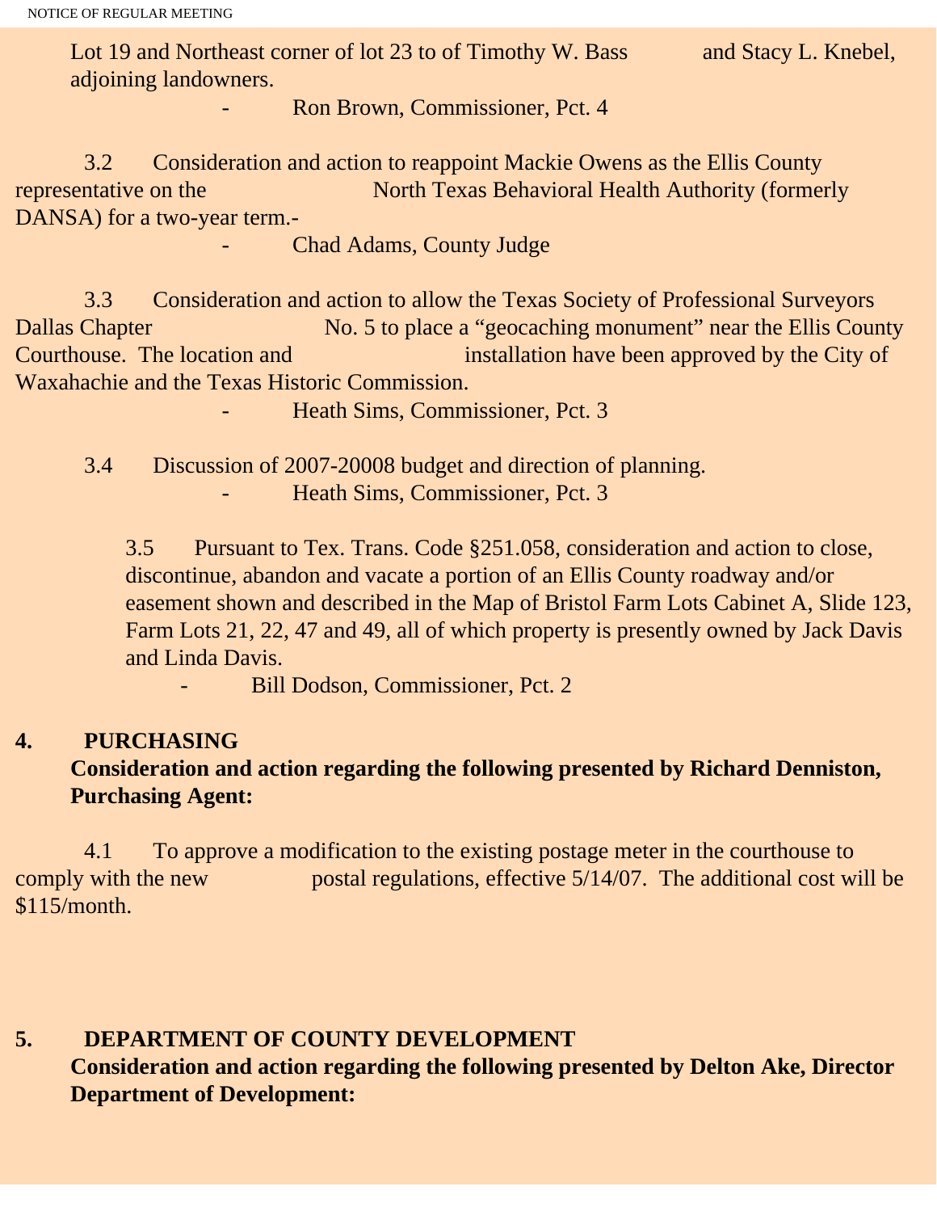Lot 19 and Northeast corner of lot 23 to of Timothy W. Bass and Stacy L. Knebel, adjoining landowners.

- Ron Brown, Commissioner, Pct. 4

3.2 Consideration and action to reappoint Mackie Owens as the Ellis County representative on the North Texas Behavioral Health Authority (formerly DANSA) for a two-year term.-

- Chad Adams, County Judge

3.3 Consideration and action to allow the Texas Society of Professional Surveyors Dallas Chapter No. 5 to place a "geocaching monument" near the Ellis County Courthouse. The location and installation have been approved by the City of Waxahachie and the Texas Historic Commission.

- Heath Sims, Commissioner, Pct. 3

3.4 Discussion of 2007-20008 budget and direction of planning.

- Heath Sims, Commissioner, Pct. 3

3.5 Pursuant to Tex. Trans. Code §251.058, consideration and action to close, discontinue, abandon and vacate a portion of an Ellis County roadway and/or easement shown and described in the Map of Bristol Farm Lots Cabinet A, Slide 123, Farm Lots 21, 22, 47 and 49, all of which property is presently owned by Jack Davis and Linda Davis.

- Bill Dodson, Commissioner, Pct. 2

**4. PURCHASING**

**Consideration and action regarding the following presented by Richard Denniston, Purchasing Agent:**

4.1 To approve a modification to the existing postage meter in the courthouse to comply with the new postal regulations, effective 5/14/07. The additional cost will be $115/month.

**5. DEPARTMENT OF COUNTY DEVELOPMENT**

**Consideration and action regarding the following presented by Delton Ake, Director Department of Development:**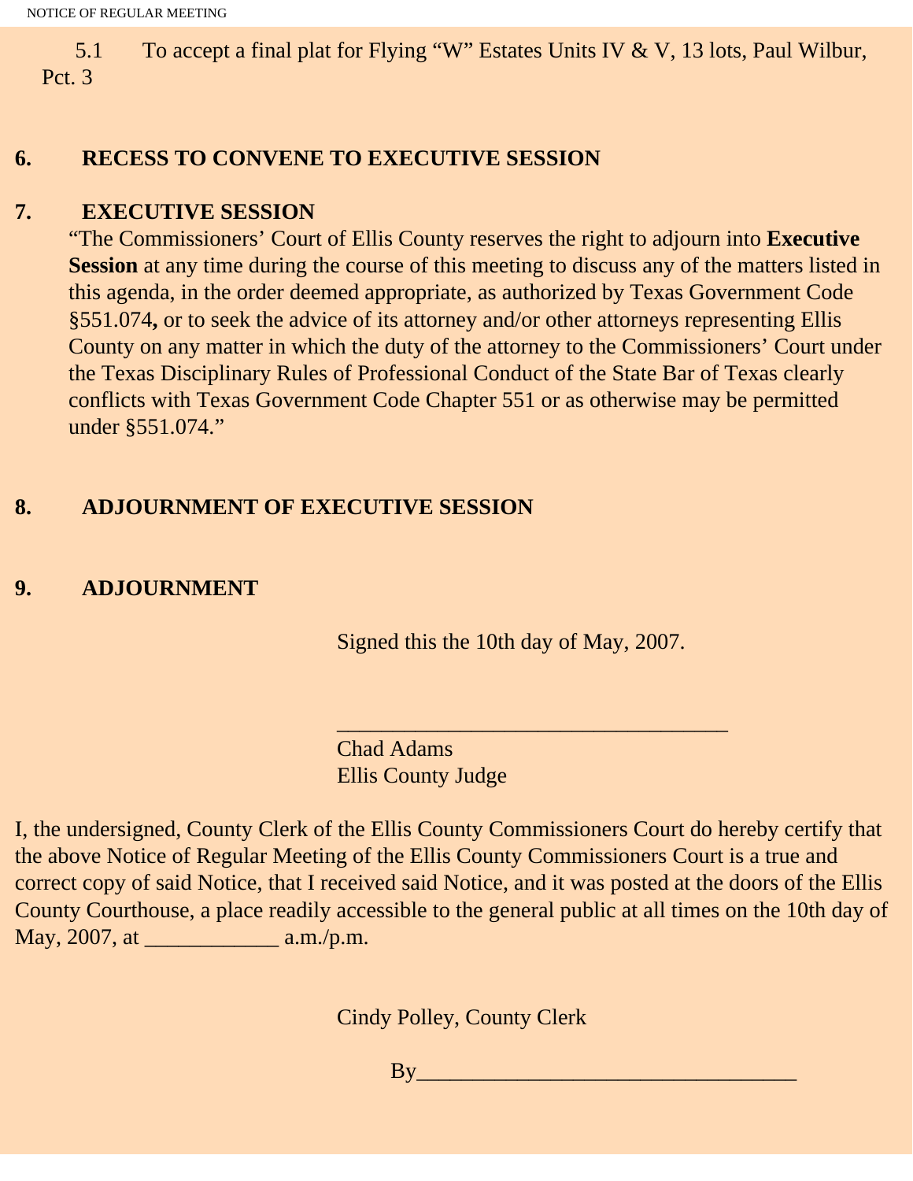5.1 To accept a final plat for Flying “W” Estates Units IV & V, 13 lots, Paul Wilbur, Pct. 3

**6. RECESS TO CONVENE TO EXECUTIVE SESSION**

**7. EXECUTIVE SESSION**

“The Commissioners’ Court of Ellis County reserves the right to adjourn into **Executive Session** at any time during the course of this meeting to discuss any of the matters listed in this agenda, in the order deemed appropriate, as authorized by Texas Government Code §551.074**,** or to seek the advice of its attorney and/or other attorneys representing Ellis County on any matter in which the duty of the attorney to the Commissioners’ Court under the Texas Disciplinary Rules of Professional Conduct of the State Bar of Texas clearly conflicts with Texas Government Code Chapter 551 or as otherwise may be permitted under §551.074.”

**8. ADJOURNMENT OF EXECUTIVE SESSION**

**9. ADJOURNMENT**

Signed this the 10th day of May, 2007.

___________________________________

Chad Adams
Ellis County Judge

I, the undersigned, County Clerk of the Ellis County Commissioners Court do hereby certify that the above Notice of Regular Meeting of the Ellis County Commissioners Court is a true and correct copy of said Notice, that I received said Notice, and it was posted at the doors of the Ellis County Courthouse, a place readily accessible to the general public at all times on the 10th day of May, 2007, at ____________ a.m./p.m.

Cindy Polley, County Clerk

By__________________________________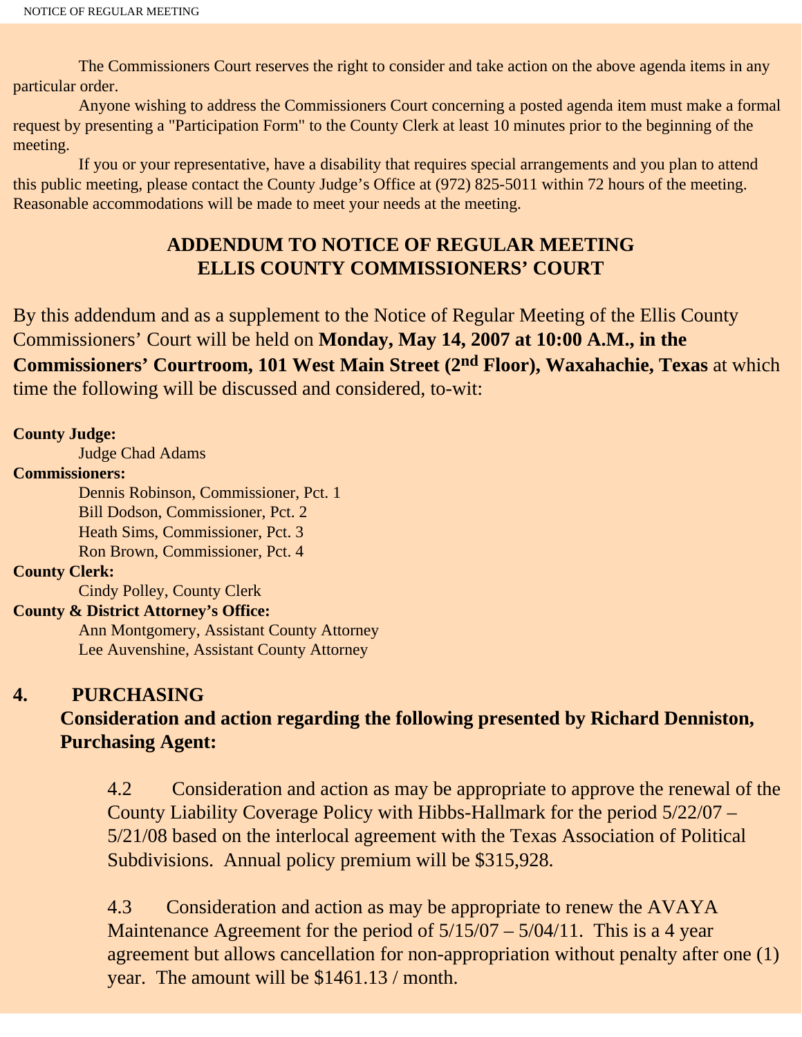The Commissioners Court reserves the right to consider and take action on the above agenda items in any particular order.

Anyone wishing to address the Commissioners Court concerning a posted agenda item must make a formal request by presenting a "Participation Form" to the County Clerk at least 10 minutes prior to the beginning of the meeting.

If you or your representative, have a disability that requires special arrangements and you plan to attend this public meeting, please contact the County Judge's Office at (972) 825-5011 within 72 hours of the meeting. Reasonable accommodations will be made to meet your needs at the meeting.

## ADDENDUM TO NOTICE OF REGULAR MEETING
## ELLIS COUNTY COMMISSIONERS' COURT

By this addendum and as a supplement to the Notice of Regular Meeting of the Ellis County Commissioners' Court will be held on **Monday, May 14, 2007 at 10:00 A.M., in the Commissioners' Courtroom, 101 West Main Street (2nd Floor), Waxahachie, Texas** at which time the following will be discussed and considered, to-wit:

**County Judge:**
Judge Chad Adams

**Commissioners:**
Dennis Robinson, Commissioner, Pct. 1
Bill Dodson, Commissioner, Pct. 2
Heath Sims, Commissioner, Pct. 3
Ron Brown, Commissioner, Pct. 4

**County Clerk:**
Cindy Polley, County Clerk

**County & District Attorney's Office:**
Ann Montgomery, Assistant County Attorney
Lee Auvenshine, Assistant County Attorney

**4. PURCHASING**

**Consideration and action regarding the following presented by Richard Denniston, Purchasing Agent:**

4.2 Consideration and action as may be appropriate to approve the renewal of the County Liability Coverage Policy with Hibbs-Hallmark for the period 5/22/07 – 5/21/08 based on the interlocal agreement with the Texas Association of Political Subdivisions. Annual policy premium will be $315,928.

4.3 Consideration and action as may be appropriate to renew the AVAYA Maintenance Agreement for the period of 5/15/07 – 5/04/11. This is a 4 year agreement but allows cancellation for non-appropriation without penalty after one (1) year. The amount will be $1461.13 / month.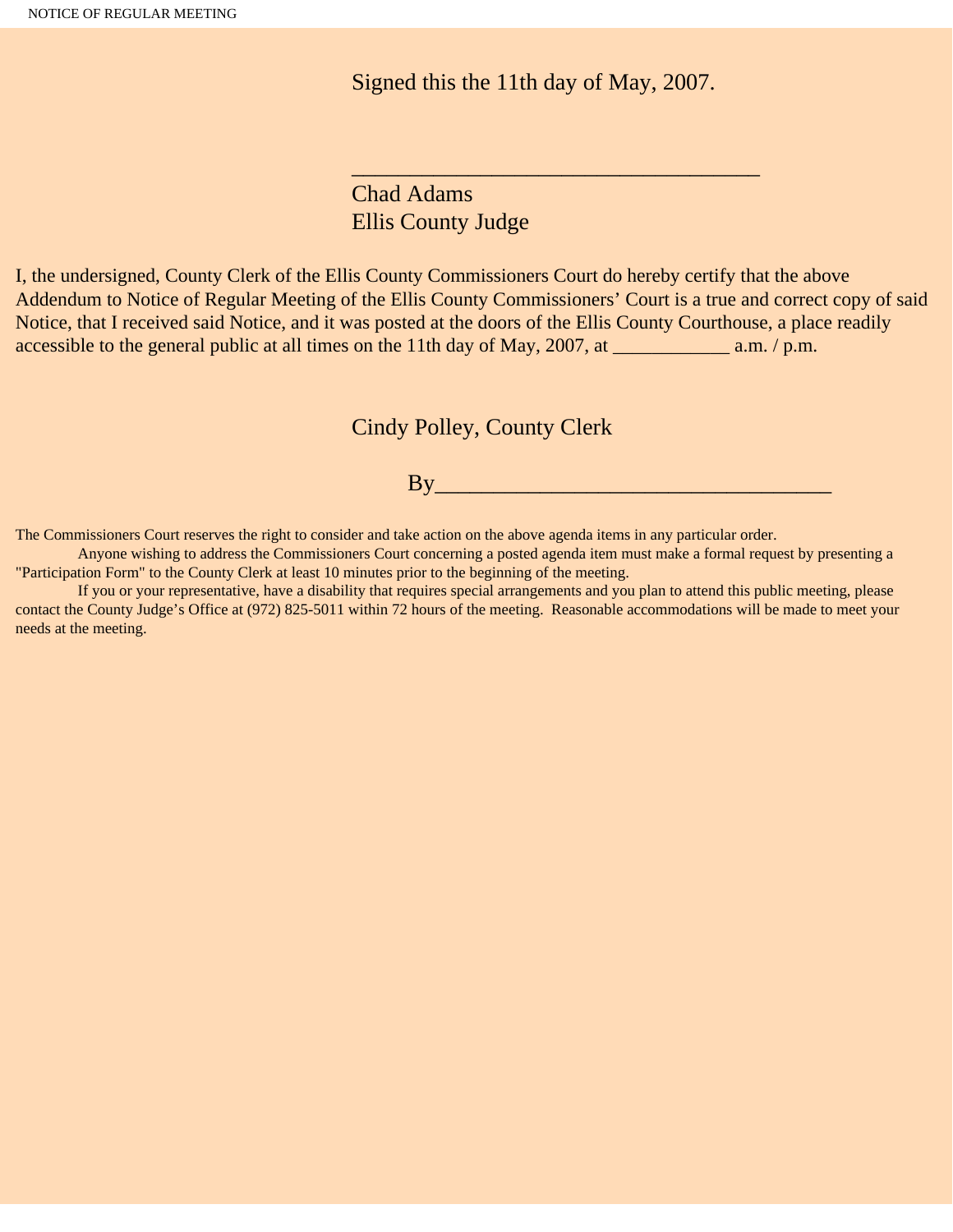Signed this the 11th day of May, 2007.

___________________________________
Chad Adams
Ellis County Judge

I, the undersigned, County Clerk of the Ellis County Commissioners Court do hereby certify that the above Addendum to Notice of Regular Meeting of the Ellis County Commissioners' Court is a true and correct copy of said Notice, that I received said Notice, and it was posted at the doors of the Ellis County Courthouse, a place readily accessible to the general public at all times on the 11th day of May, 2007, at ____________ a.m. / p.m.

Cindy Polley, County Clerk

By__________________________________

The Commissioners Court reserves the right to consider and take action on the above agenda items in any particular order.

Anyone wishing to address the Commissioners Court concerning a posted agenda item must make a formal request by presenting a "Participation Form" to the County Clerk at least 10 minutes prior to the beginning of the meeting.

If you or your representative, have a disability that requires special arrangements and you plan to attend this public meeting, please contact the County Judge's Office at (972) 825-5011 within 72 hours of the meeting. Reasonable accommodations will be made to meet your needs at the meeting.